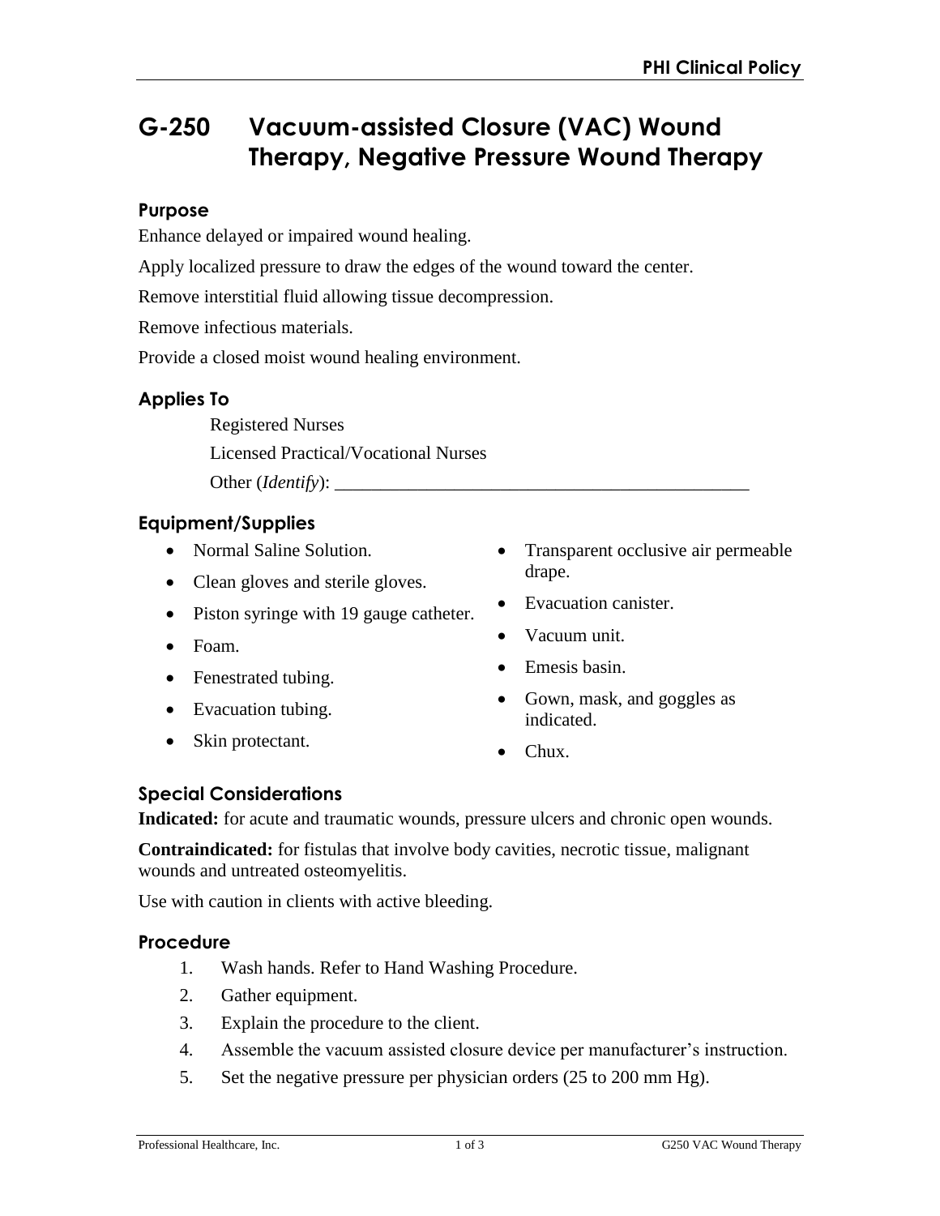# G-250 Vacuum-assisted Closure (VAC) Wound Therapy, Negative Pressure Wound Therapy

## Purpose

Enhance delayed or impaired wound healing.

Apply localized pressure to draw the edges of the wound toward the center.

Remove interstitial fluid allowing tissue decompression.

Remove infectious materials.

Provide a closed moist wound healing environment.

## Applies To

Registered Nurses

Licensed Practical/Vocational Nurses

Other (*Identify*): _______________________________________________

## Equipment/Supplies

- Normal Saline Solution.
- Clean gloves and sterile gloves.
- Piston syringe with 19 gauge catheter.
- Foam.
- Fenestrated tubing.
- Evacuation tubing.
- Skin protectant.
- Transparent occlusive air permeable drape.
- Evacuation canister.
- Vacuum unit.
- Emesis basin.
- Gown, mask, and goggles as indicated.
- Chux.

## Special Considerations

**Indicated:** for acute and traumatic wounds, pressure ulcers and chronic open wounds.

**Contraindicated:** for fistulas that involve body cavities, necrotic tissue, malignant wounds and untreated osteomyelitis.

Use with caution in clients with active bleeding.

## Procedure

1. Wash hands. Refer to Hand Washing Procedure.
2. Gather equipment.
3. Explain the procedure to the client.
4. Assemble the vacuum assisted closure device per manufacturer's instruction.
5. Set the negative pressure per physician orders (25 to 200 mm Hg).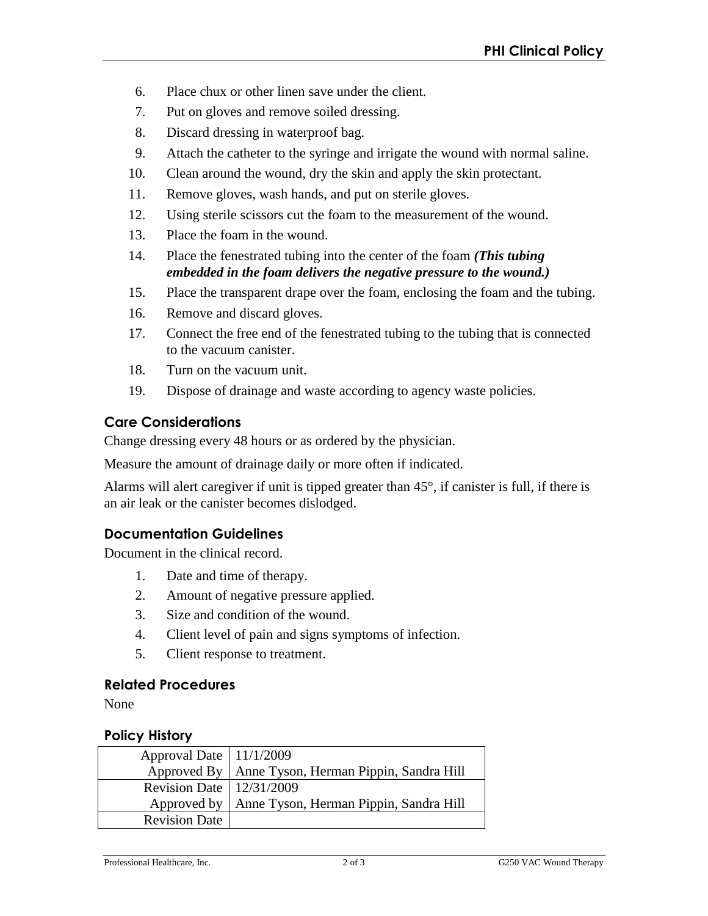6. Place chux or other linen save under the client.
7. Put on gloves and remove soiled dressing.
8. Discard dressing in waterproof bag.
9. Attach the catheter to the syringe and irrigate the wound with normal saline.
10. Clean around the wound, dry the skin and apply the skin protectant.
11. Remove gloves, wash hands, and put on sterile gloves.
12. Using sterile scissors cut the foam to the measurement of the wound.
13. Place the foam in the wound.
14. Place the fenestrated tubing into the center of the foam ***(This tubing embedded in the foam delivers the negative pressure to the wound.)***
15. Place the transparent drape over the foam, enclosing the foam and the tubing.
16. Remove and discard gloves.
17. Connect the free end of the fenestrated tubing to the tubing that is connected to the vacuum canister.
18. Turn on the vacuum unit.
19. Dispose of drainage and waste according to agency waste policies.

## Care Considerations

Change dressing every 48 hours or as ordered by the physician.

Measure the amount of drainage daily or more often if indicated.

Alarms will alert caregiver if unit is tipped greater than 45°, if canister is full, if there is an air leak or the canister becomes dislodged.

## Documentation Guidelines

Document in the clinical record.

1. Date and time of therapy.
2. Amount of negative pressure applied.
3. Size and condition of the wound.
4. Client level of pain and signs symptoms of infection.
5. Client response to treatment.

## Related Procedures

None

## Policy History

| | |
|---|---|
| Approval Date | 11/1/2009 |
| Approved By | Anne Tyson, Herman Pippin, Sandra Hill |
| Revision Date | 12/31/2009 |
| Approved by | Anne Tyson, Herman Pippin, Sandra Hill |
| Revision Date | |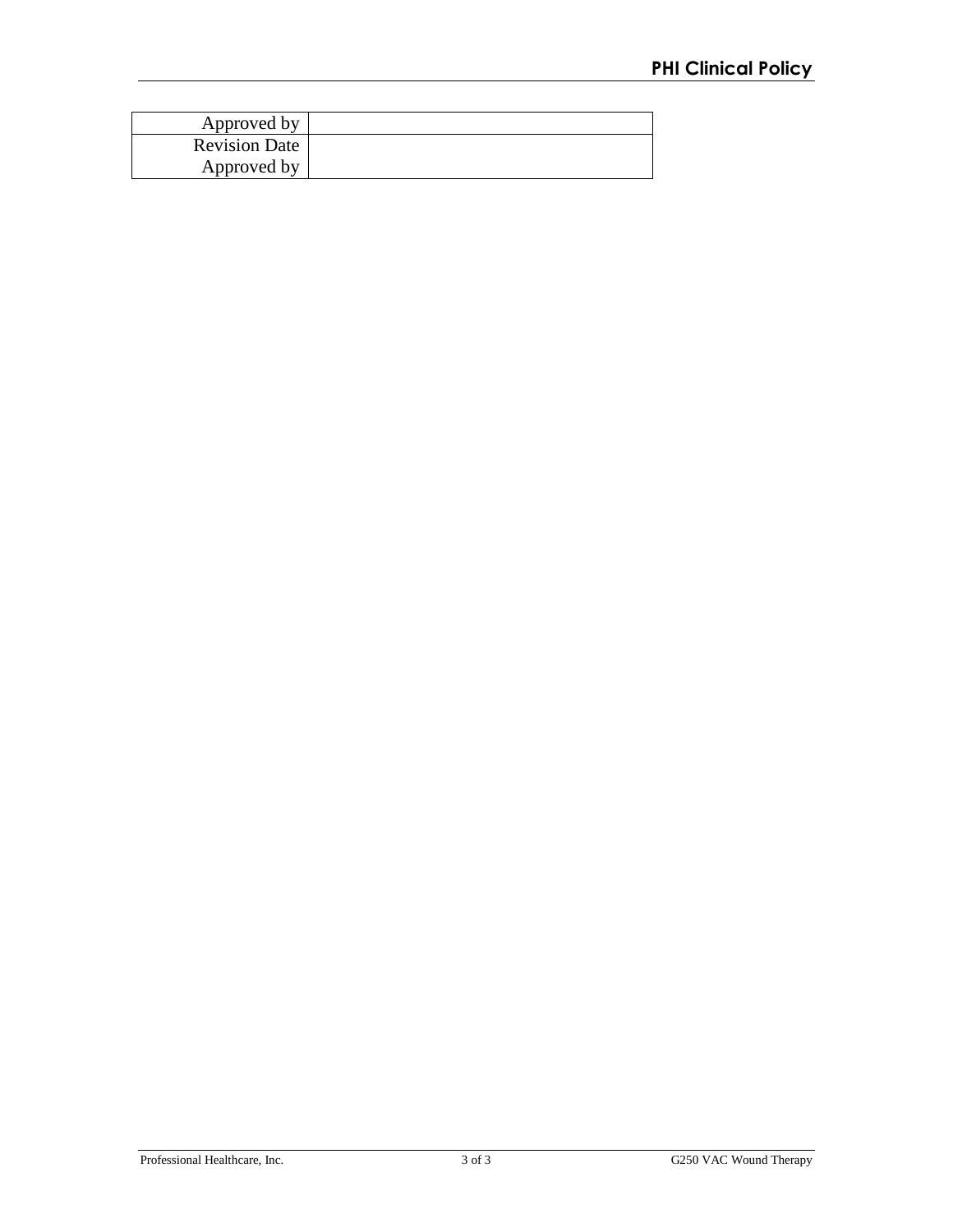| | |
|---|---|
| Approved by | |
| Revision Date<br>Approved by | |